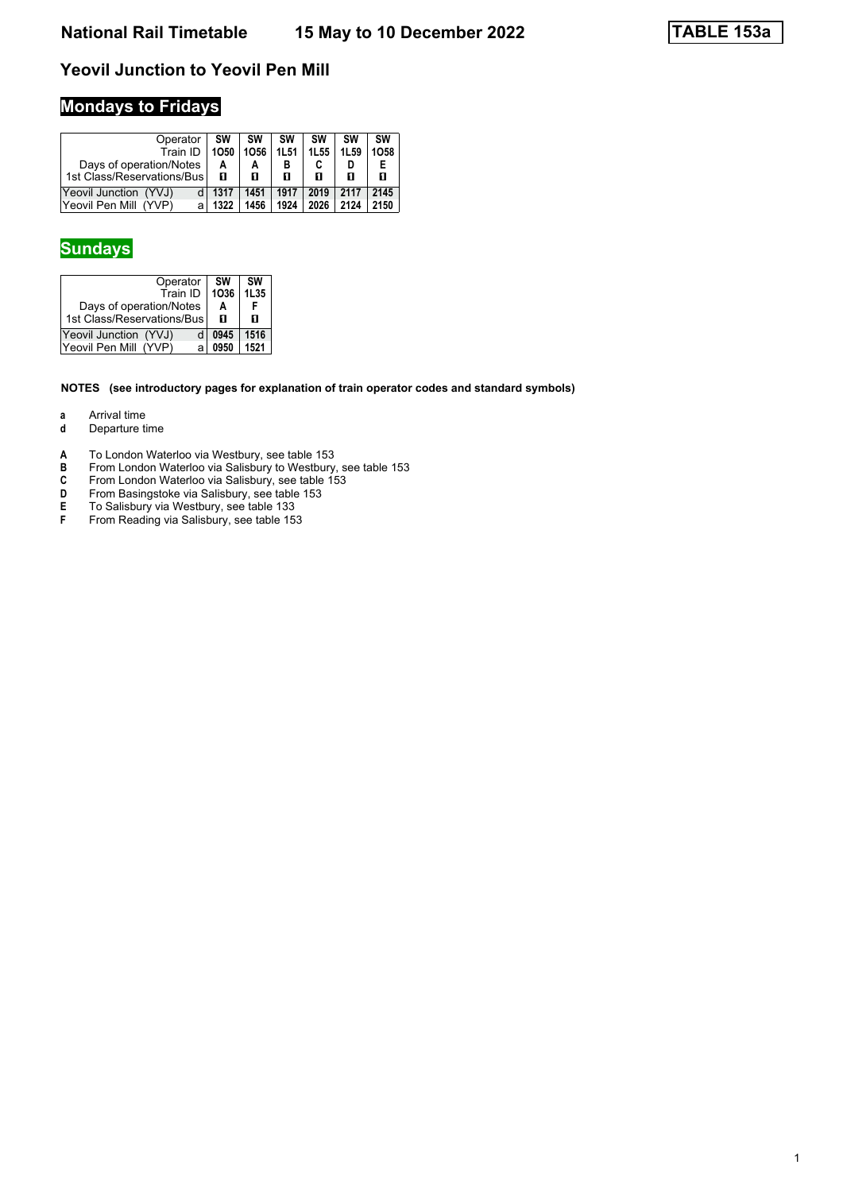# National Rail Timetable 15 May to 10 December 2022

**TABLE 153a**

## Yeovil Junction to Yeovil Pen Mill

### Mondays to Fridays

| Operator | | SW | SW | SW | SW | SW | SW |
|---|---|---|---|---|---|---|---|
| Train ID | | 1O50 | 1O56 | 1L51 | 1L55 | 1L59 | 1O58 |
| Days of operation/Notes | | A | A | B | C | D | E |
| 1st Class/Reservations/Bus | | 1 | 1 | 1 | 1 | 1 | 1 |
| Yeovil Junction (YVJ) | d | 1317 | 1451 | 1917 | 2019 | 2117 | 2145 |
| Yeovil Pen Mill (YVP) | a | 1322 | 1456 | 1924 | 2026 | 2124 | 2150 |

### Sundays

| Operator | | SW | SW |
|---|---|---|---|
| Train ID | | 1O36 | 1L35 |
| Days of operation/Notes | | A | F |
| 1st Class/Reservations/Bus | | 1 | 1 |
| Yeovil Junction (YVJ) | d | 0945 | 1516 |
| Yeovil Pen Mill (YVP) | a | 0950 | 1521 |

**NOTES (see introductory pages for explanation of train operator codes and standard symbols)**

- **a** Arrival time
- **d** Departure time

- **A** To London Waterloo via Westbury, see table 153
- **B** From London Waterloo via Salisbury to Westbury, see table 153
- **C** From London Waterloo via Salisbury, see table 153
- **D** From Basingstoke via Salisbury, see table 153
- **E** To Salisbury via Westbury, see table 133
- **F** From Reading via Salisbury, see table 153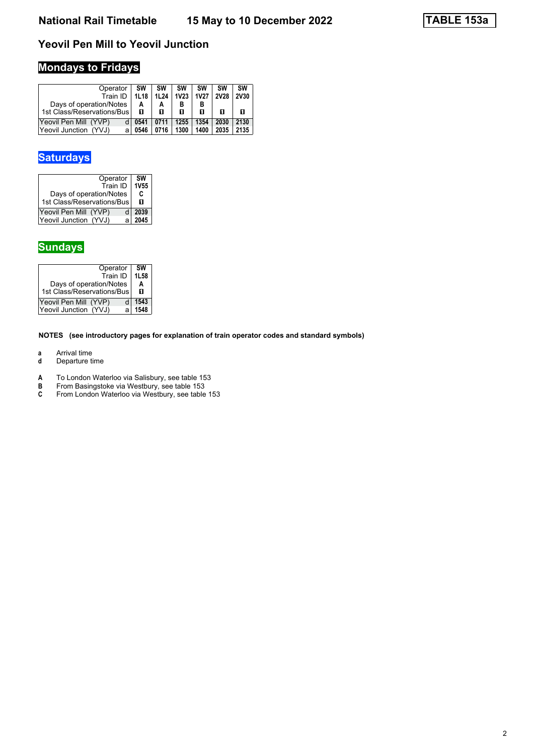National Rail Timetable 15 May to 10 December 2022

**TABLE 153a**

## Yeovil Pen Mill to Yeovil Junction

### Mondays to Fridays

| Operator | | SW | SW | SW | SW | SW | SW |
|---|---|---|---|---|---|---|---|
| Train ID | | 1L18 | 1L24 | 1V23 | 1V27 | 2V28 | 2V30 |
| Days of operation/Notes | | A | A | B | B | | |
| 1st Class/Reservations/Bus | | 1 | 1 | 1 | 1 | 1 | 1 |
| Yeovil Pen Mill (YVP) | d | 0541 | 0711 | 1255 | 1354 | 2030 | 2130 |
| Yeovil Junction (YVJ) | a | 0546 | 0716 | 1300 | 1400 | 2035 | 2135 |

### Saturdays

| Operator | | SW |
|---|---|---|
| Train ID | | 1V55 |
| Days of operation/Notes | | C |
| 1st Class/Reservations/Bus | | 1 |
| Yeovil Pen Mill (YVP) | d | 2039 |
| Yeovil Junction (YVJ) | a | 2045 |

### Sundays

| Operator | | SW |
|---|---|---|
| Train ID | | 1L58 |
| Days of operation/Notes | | A |
| 1st Class/Reservations/Bus | | 1 |
| Yeovil Pen Mill (YVP) | d | 1543 |
| Yeovil Junction (YVJ) | a | 1548 |

**NOTES (see introductory pages for explanation of train operator codes and standard symbols)**

**a** Arrival time
**d** Departure time

**A** To London Waterloo via Salisbury, see table 153
**B** From Basingstoke via Westbury, see table 153
**C** From London Waterloo via Westbury, see table 153